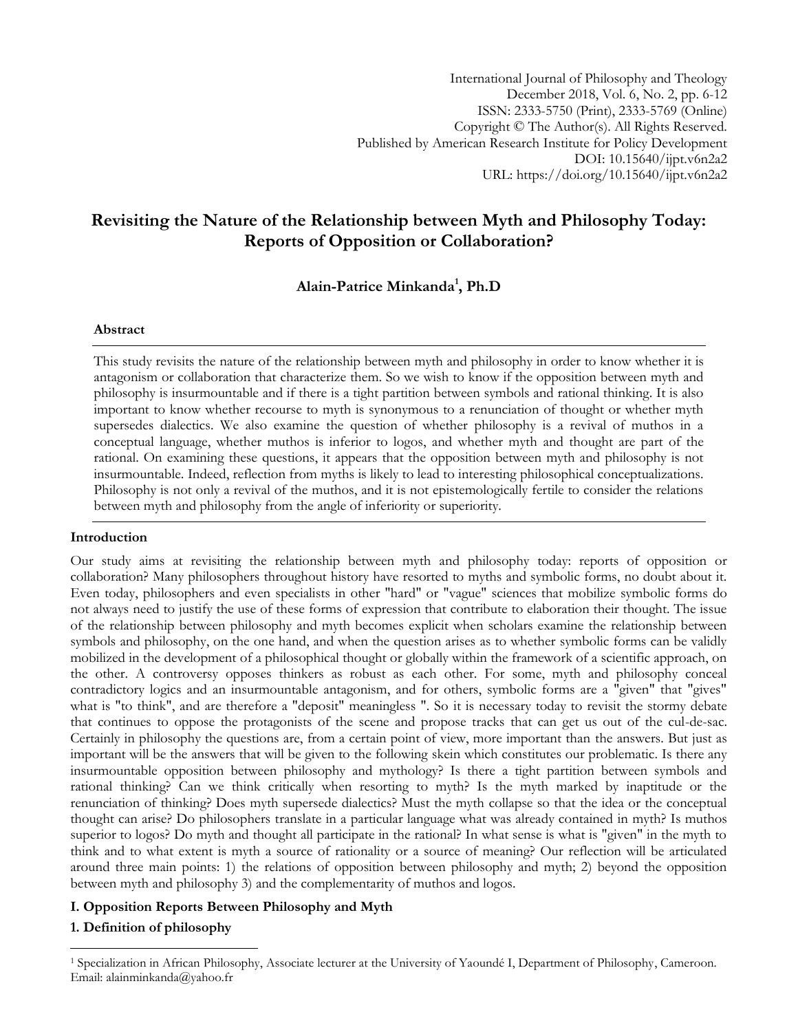# Revisiting the Nature of the Relationship between Myth and Philosophy Today: Reports of Opposition or Collaboration?

**Alain-Patrice Minkanda[1], Ph.D**

### Abstract

This study revisits the nature of the relationship between myth and philosophy in order to know whether it is antagonism or collaboration that characterize them. So we wish to know if the opposition between myth and philosophy is insurmountable and if there is a tight partition between symbols and rational thinking. It is also important to know whether recourse to myth is synonymous to a renunciation of thought or whether myth supersedes dialectics. We also examine the question of whether philosophy is a revival of muthos in a conceptual language, whether muthos is inferior to logos, and whether myth and thought are part of the rational. On examining these questions, it appears that the opposition between myth and philosophy is not insurmountable. Indeed, reflection from myths is likely to lead to interesting philosophical conceptualizations. Philosophy is not only a revival of the muthos, and it is not epistemologically fertile to consider the relations between myth and philosophy from the angle of inferiority or superiority.

### Introduction

Our study aims at revisiting the relationship between myth and philosophy today: reports of opposition or collaboration? Many philosophers throughout history have resorted to myths and symbolic forms, no doubt about it. Even today, philosophers and even specialists in other "hard" or "vague" sciences that mobilize symbolic forms do not always need to justify the use of these forms of expression that contribute to elaboration their thought. The issue of the relationship between philosophy and myth becomes explicit when scholars examine the relationship between symbols and philosophy, on the one hand, and when the question arises as to whether symbolic forms can be validly mobilized in the development of a philosophical thought or globally within the framework of a scientific approach, on the other. A controversy opposes thinkers as robust as each other. For some, myth and philosophy conceal contradictory logics and an insurmountable antagonism, and for others, symbolic forms are a "given" that "gives" what is "to think", and are therefore a "deposit" meaningless ". So it is necessary today to revisit the stormy debate that continues to oppose the protagonists of the scene and propose tracks that can get us out of the cul-de-sac. Certainly in philosophy the questions are, from a certain point of view, more important than the answers. But just as important will be the answers that will be given to the following skein which constitutes our problematic. Is there any insurmountable opposition between philosophy and mythology? Is there a tight partition between symbols and rational thinking? Can we think critically when resorting to myth? Is the myth marked by inaptitude or the renunciation of thinking? Does myth supersede dialectics? Must the myth collapse so that the idea or the conceptual thought can arise? Do philosophers translate in a particular language what was already contained in myth? Is muthos superior to logos? Do myth and thought all participate in the rational? In what sense is what is "given" in the myth to think and to what extent is myth a source of rationality or a source of meaning? Our reflection will be articulated around three main points: 1) the relations of opposition between philosophy and myth; 2) beyond the opposition between myth and philosophy 3) and the complementarity of muthos and logos.

### I. Opposition Reports Between Philosophy and Myth

#### 1. Definition of philosophy

---

[1] Specialization in African Philosophy, Associate lecturer at the University of Yaoundé I, Department of Philosophy, Cameroon. Email: alainminkanda@yahoo.fr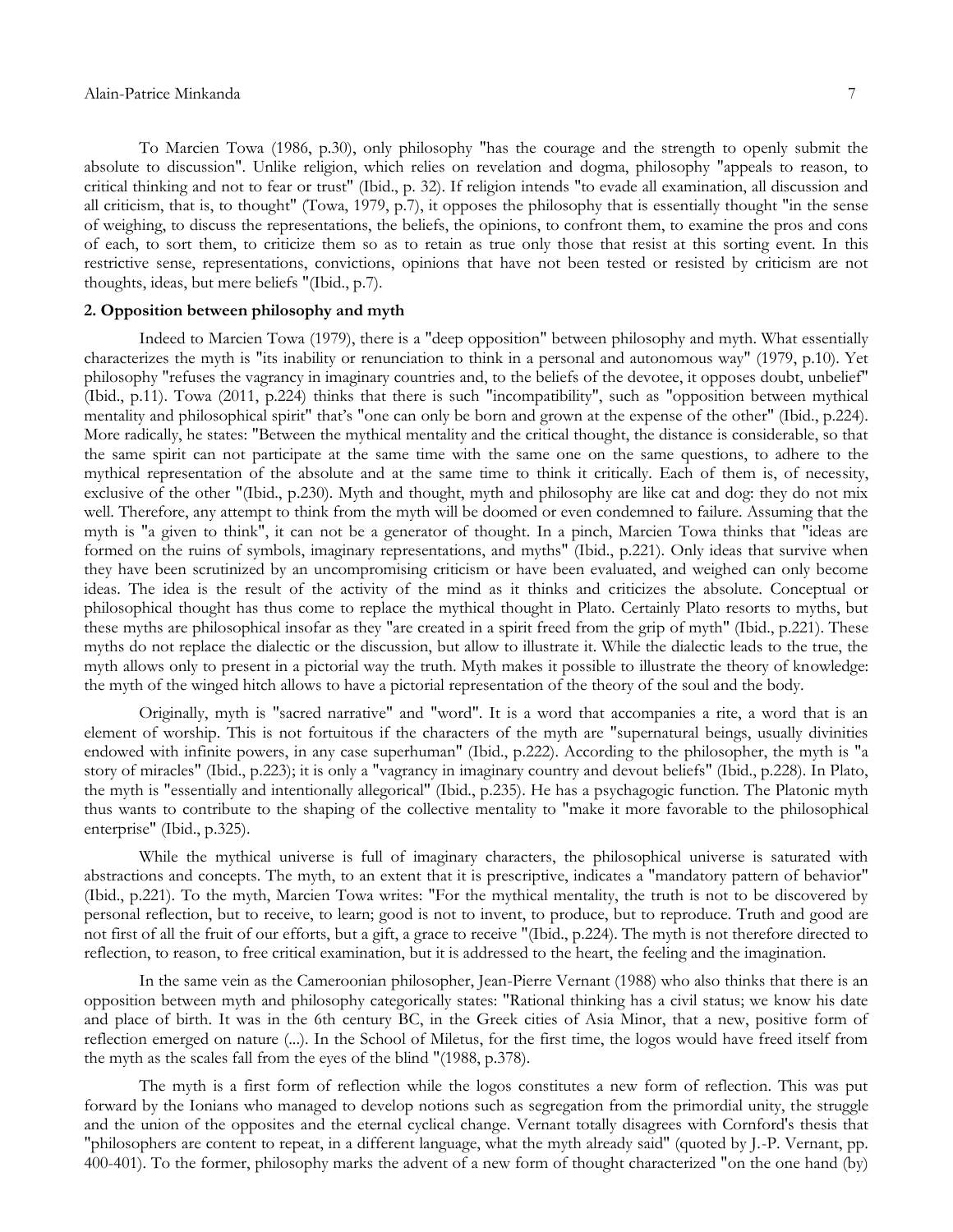To Marcien Towa (1986, p.30), only philosophy "has the courage and the strength to openly submit the absolute to discussion". Unlike religion, which relies on revelation and dogma, philosophy "appeals to reason, to critical thinking and not to fear or trust" (Ibid., p. 32). If religion intends "to evade all examination, all discussion and all criticism, that is, to thought" (Towa, 1979, p.7), it opposes the philosophy that is essentially thought "in the sense of weighing, to discuss the representations, the beliefs, the opinions, to confront them, to examine the pros and cons of each, to sort them, to criticize them so as to retain as true only those that resist at this sorting event. In this restrictive sense, representations, convictions, opinions that have not been tested or resisted by criticism are not thoughts, ideas, but mere beliefs "(Ibid., p.7).

## 2. Opposition between philosophy and myth

Indeed to Marcien Towa (1979), there is a "deep opposition" between philosophy and myth. What essentially characterizes the myth is "its inability or renunciation to think in a personal and autonomous way" (1979, p.10). Yet philosophy "refuses the vagrancy in imaginary countries and, to the beliefs of the devotee, it opposes doubt, unbelief" (Ibid., p.11). Towa (2011, p.224) thinks that there is such "incompatibility", such as "opposition between mythical mentality and philosophical spirit" that's "one can only be born and grown at the expense of the other" (Ibid., p.224). More radically, he states: "Between the mythical mentality and the critical thought, the distance is considerable, so that the same spirit can not participate at the same time with the same one on the same questions, to adhere to the mythical representation of the absolute and at the same time to think it critically. Each of them is, of necessity, exclusive of the other "(Ibid., p.230). Myth and thought, myth and philosophy are like cat and dog: they do not mix well. Therefore, any attempt to think from the myth will be doomed or even condemned to failure. Assuming that the myth is "a given to think", it can not be a generator of thought. In a pinch, Marcien Towa thinks that "ideas are formed on the ruins of symbols, imaginary representations, and myths" (Ibid., p.221). Only ideas that survive when they have been scrutinized by an uncompromising criticism or have been evaluated, and weighed can only become ideas. The idea is the result of the activity of the mind as it thinks and criticizes the absolute. Conceptual or philosophical thought has thus come to replace the mythical thought in Plato. Certainly Plato resorts to myths, but these myths are philosophical insofar as they "are created in a spirit freed from the grip of myth" (Ibid., p.221). These myths do not replace the dialectic or the discussion, but allow to illustrate it. While the dialectic leads to the true, the myth allows only to present in a pictorial way the truth. Myth makes it possible to illustrate the theory of knowledge: the myth of the winged hitch allows to have a pictorial representation of the theory of the soul and the body.

Originally, myth is "sacred narrative" and "word". It is a word that accompanies a rite, a word that is an element of worship. This is not fortuitous if the characters of the myth are "supernatural beings, usually divinities endowed with infinite powers, in any case superhuman" (Ibid., p.222). According to the philosopher, the myth is "a story of miracles" (Ibid., p.223); it is only a "vagrancy in imaginary country and devout beliefs" (Ibid., p.228). In Plato, the myth is "essentially and intentionally allegorical" (Ibid., p.235). He has a psychagogic function. The Platonic myth thus wants to contribute to the shaping of the collective mentality to "make it more favorable to the philosophical enterprise" (Ibid., p.325).

While the mythical universe is full of imaginary characters, the philosophical universe is saturated with abstractions and concepts. The myth, to an extent that it is prescriptive, indicates a "mandatory pattern of behavior" (Ibid., p.221). To the myth, Marcien Towa writes: "For the mythical mentality, the truth is not to be discovered by personal reflection, but to receive, to learn; good is not to invent, to produce, but to reproduce. Truth and good are not first of all the fruit of our efforts, but a gift, a grace to receive "(Ibid., p.224). The myth is not therefore directed to reflection, to reason, to free critical examination, but it is addressed to the heart, the feeling and the imagination.

In the same vein as the Cameroonian philosopher, Jean-Pierre Vernant (1988) who also thinks that there is an opposition between myth and philosophy categorically states: "Rational thinking has a civil status; we know his date and place of birth. It was in the 6th century BC, in the Greek cities of Asia Minor, that a new, positive form of reflection emerged on nature (...). In the School of Miletus, for the first time, the logos would have freed itself from the myth as the scales fall from the eyes of the blind "(1988, p.378).

The myth is a first form of reflection while the logos constitutes a new form of reflection. This was put forward by the Ionians who managed to develop notions such as segregation from the primordial unity, the struggle and the union of the opposites and the eternal cyclical change. Vernant totally disagrees with Cornford's thesis that "philosophers are content to repeat, in a different language, what the myth already said" (quoted by J.-P. Vernant, pp. 400-401). To the former, philosophy marks the advent of a new form of thought characterized "on the one hand (by)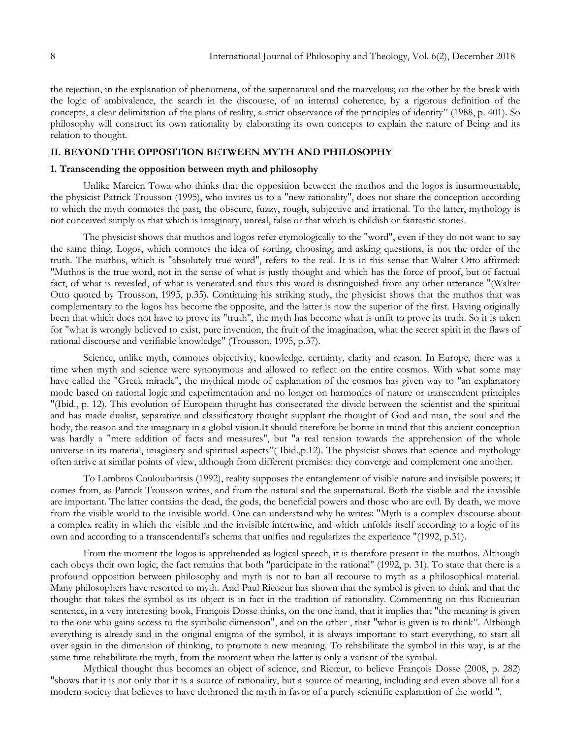the rejection, in the explanation of phenomena, of the supernatural and the marvelous; on the other by the break with the logic of ambivalence, the search in the discourse, of an internal coherence, by a rigorous definition of the concepts, a clear delimitation of the plans of reality, a strict observance of the principles of identity" (1988, p. 401). So philosophy will construct its own rationality by elaborating its own concepts to explain the nature of Being and its relation to thought.

## II. BEYOND THE OPPOSITION BETWEEN MYTH AND PHILOSOPHY

### 1. Transcending the opposition between myth and philosophy

Unlike Marcien Towa who thinks that the opposition between the muthos and the logos is insurmountable, the physicist Patrick Trousson (1995), who invites us to a "new rationality", does not share the conception according to which the myth connotes the past, the obscure, fuzzy, rough, subjective and irrational. To the latter, mythology is not conceived simply as that which is imaginary, unreal, false or that which is childish or fantastic stories.

The physicist shows that muthos and logos refer etymologically to the "word", even if they do not want to say the same thing. Logos, which connotes the idea of sorting, choosing, and asking questions, is not the order of the truth. The muthos, which is "absolutely true word", refers to the real. It is in this sense that Walter Otto affirmed: "Muthos is the true word, not in the sense of what is justly thought and which has the force of proof, but of factual fact, of what is revealed, of what is venerated and thus this word is distinguished from any other utterance "(Walter Otto quoted by Trousson, 1995, p.35). Continuing his striking study, the physicist shows that the muthos that was complementary to the logos has become the opposite, and the latter is now the superior of the first. Having originally been that which does not have to prove its "truth", the myth has become what is unfit to prove its truth. So it is taken for "what is wrongly believed to exist, pure invention, the fruit of the imagination, what the secret spirit in the flaws of rational discourse and verifiable knowledge" (Trousson, 1995, p.37).

Science, unlike myth, connotes objectivity, knowledge, certainty, clarity and reason. In Europe, there was a time when myth and science were synonymous and allowed to reflect on the entire cosmos. With what some may have called the "Greek miracle", the mythical mode of explanation of the cosmos has given way to "an explanatory mode based on rational logic and experimentation and no longer on harmonies of nature or transcendent principles "(Ibid., p. 12). This evolution of European thought has consecrated the divide between the scientist and the spiritual and has made dualist, separative and classificatory thought supplant the thought of God and man, the soul and the body, the reason and the imaginary in a global vision.It should therefore be borne in mind that this ancient conception was hardly a "mere addition of facts and measures", but "a real tension towards the apprehension of the whole universe in its material, imaginary and spiritual aspects"( Ibid.,p.12). The physicist shows that science and mythology often arrive at similar points of view, although from different premises: they converge and complement one another.

To Lambros Couloubaritsis (1992), reality supposes the entanglement of visible nature and invisible powers; it comes from, as Patrick Trousson writes, and from the natural and the supernatural. Both the visible and the invisible are important. The latter contains the dead, the gods, the beneficial powers and those who are evil. By death, we move from the visible world to the invisible world. One can understand why he writes: "Myth is a complex discourse about a complex reality in which the visible and the invisible intertwine, and which unfolds itself according to a logic of its own and according to a transcendental's schema that unifies and regularizes the experience "(1992, p.31).

From the moment the logos is apprehended as logical speech, it is therefore present in the muthos. Although each obeys their own logic, the fact remains that both "participate in the rational" (1992, p. 31). To state that there is a profound opposition between philosophy and myth is not to ban all recourse to myth as a philosophical material. Many philosophers have resorted to myth. And Paul Ricoeur has shown that the symbol is given to think and that the thought that takes the symbol as its object is in fact in the tradition of rationality. Commenting on this Ricoeurian sentence, in a very interesting book, François Dosse thinks, on the one hand, that it implies that "the meaning is given to the one who gains access to the symbolic dimension", and on the other , that "what is given is to think". Although everything is already said in the original enigma of the symbol, it is always important to start everything, to start all over again in the dimension of thinking, to promote a new meaning. To rehabilitate the symbol in this way, is at the same time rehabilitate the myth, from the moment when the latter is only a variant of the symbol.

Mythical thought thus becomes an object of science, and Ricœur, to believe François Dosse (2008, p. 282) "shows that it is not only that it is a source of rationality, but a source of meaning, including and even above all for a modern society that believes to have dethroned the myth in favor of a purely scientific explanation of the world ".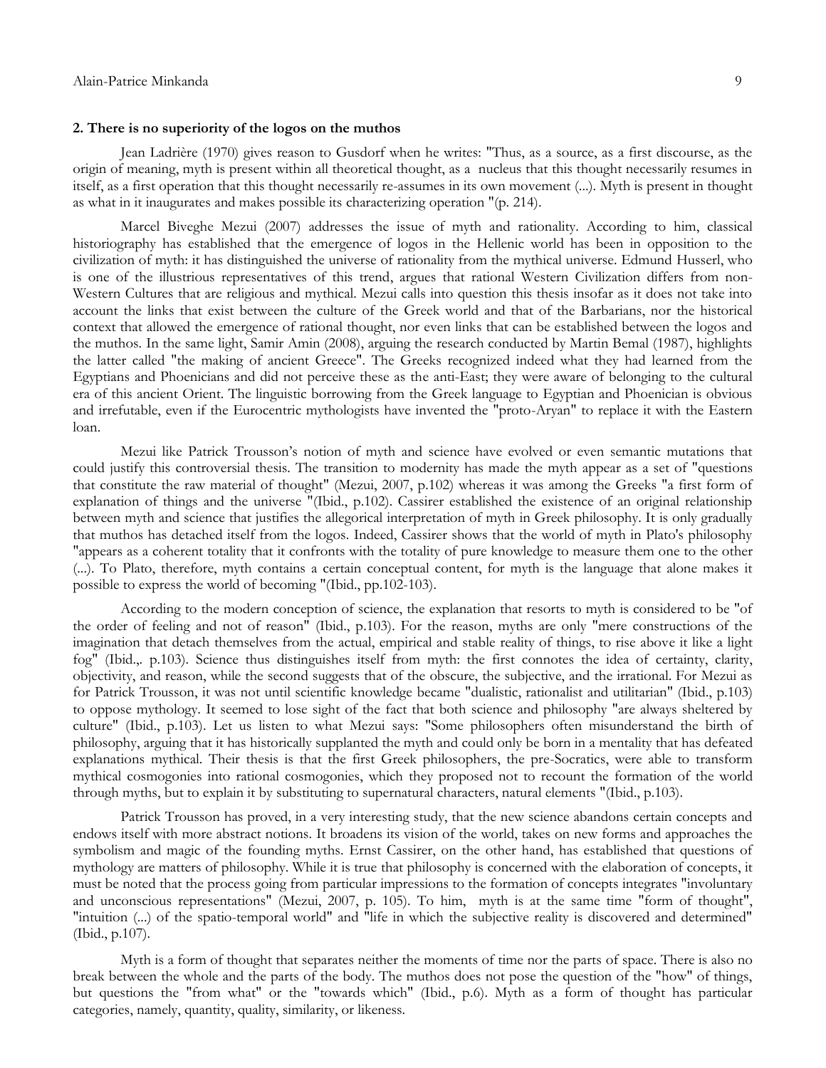**2. There is no superiority of the logos on the muthos**

Jean Ladrière (1970) gives reason to Gusdorf when he writes: "Thus, as a source, as a first discourse, as the origin of meaning, myth is present within all theoretical thought, as a nucleus that this thought necessarily resumes in itself, as a first operation that this thought necessarily re-assumes in its own movement (...). Myth is present in thought as what in it inaugurates and makes possible its characterizing operation "(p. 214).

Marcel Biveghe Mezui (2007) addresses the issue of myth and rationality. According to him, classical historiography has established that the emergence of logos in the Hellenic world has been in opposition to the civilization of myth: it has distinguished the universe of rationality from the mythical universe. Edmund Husserl, who is one of the illustrious representatives of this trend, argues that rational Western Civilization differs from non-Western Cultures that are religious and mythical. Mezui calls into question this thesis insofar as it does not take into account the links that exist between the culture of the Greek world and that of the Barbarians, nor the historical context that allowed the emergence of rational thought, nor even links that can be established between the logos and the muthos. In the same light, Samir Amin (2008), arguing the research conducted by Martin Bemal (1987), highlights the latter called "the making of ancient Greece". The Greeks recognized indeed what they had learned from the Egyptians and Phoenicians and did not perceive these as the anti-East; they were aware of belonging to the cultural era of this ancient Orient. The linguistic borrowing from the Greek language to Egyptian and Phoenician is obvious and irrefutable, even if the Eurocentric mythologists have invented the "proto-Aryan" to replace it with the Eastern loan.

Mezui like Patrick Trousson's notion of myth and science have evolved or even semantic mutations that could justify this controversial thesis. The transition to modernity has made the myth appear as a set of "questions that constitute the raw material of thought" (Mezui, 2007, p.102) whereas it was among the Greeks "a first form of explanation of things and the universe "(Ibid., p.102). Cassirer established the existence of an original relationship between myth and science that justifies the allegorical interpretation of myth in Greek philosophy. It is only gradually that muthos has detached itself from the logos. Indeed, Cassirer shows that the world of myth in Plato's philosophy "appears as a coherent totality that it confronts with the totality of pure knowledge to measure them one to the other (...). To Plato, therefore, myth contains a certain conceptual content, for myth is the language that alone makes it possible to express the world of becoming "(Ibid., pp.102-103).

According to the modern conception of science, the explanation that resorts to myth is considered to be "of the order of feeling and not of reason" (Ibid., p.103). For the reason, myths are only "mere constructions of the imagination that detach themselves from the actual, empirical and stable reality of things, to rise above it like a light fog" (Ibid.,. p.103). Science thus distinguishes itself from myth: the first connotes the idea of certainty, clarity, objectivity, and reason, while the second suggests that of the obscure, the subjective, and the irrational. For Mezui as for Patrick Trousson, it was not until scientific knowledge became "dualistic, rationalist and utilitarian" (Ibid., p.103) to oppose mythology. It seemed to lose sight of the fact that both science and philosophy "are always sheltered by culture" (Ibid., p.103). Let us listen to what Mezui says: "Some philosophers often misunderstand the birth of philosophy, arguing that it has historically supplanted the myth and could only be born in a mentality that has defeated explanations mythical. Their thesis is that the first Greek philosophers, the pre-Socratics, were able to transform mythical cosmogonies into rational cosmogonies, which they proposed not to recount the formation of the world through myths, but to explain it by substituting to supernatural characters, natural elements "(Ibid., p.103).

Patrick Trousson has proved, in a very interesting study, that the new science abandons certain concepts and endows itself with more abstract notions. It broadens its vision of the world, takes on new forms and approaches the symbolism and magic of the founding myths. Ernst Cassirer, on the other hand, has established that questions of mythology are matters of philosophy. While it is true that philosophy is concerned with the elaboration of concepts, it must be noted that the process going from particular impressions to the formation of concepts integrates "involuntary and unconscious representations" (Mezui, 2007, p. 105). To him, myth is at the same time "form of thought", "intuition (...) of the spatio-temporal world" and "life in which the subjective reality is discovered and determined" (Ibid., p.107).

Myth is a form of thought that separates neither the moments of time nor the parts of space. There is also no break between the whole and the parts of the body. The muthos does not pose the question of the "how" of things, but questions the "from what" or the "towards which" (Ibid., p.6). Myth as a form of thought has particular categories, namely, quantity, quality, similarity, or likeness.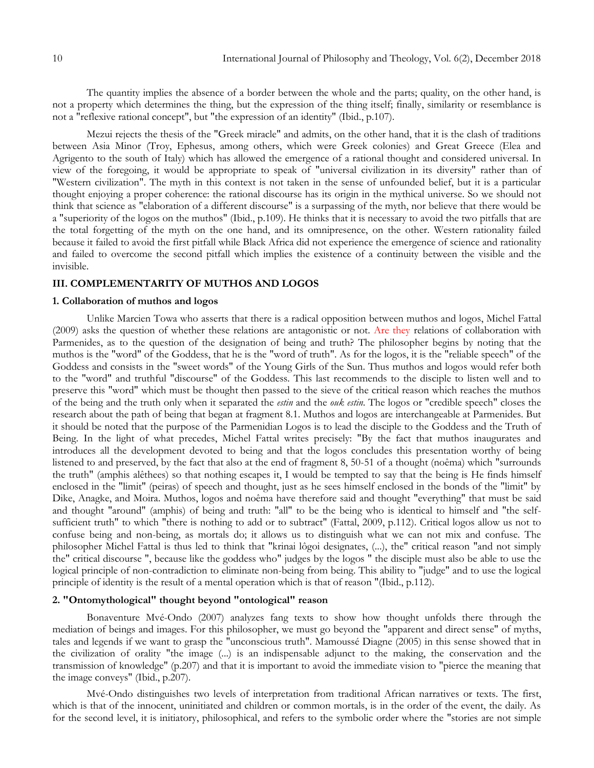The quantity implies the absence of a border between the whole and the parts; quality, on the other hand, is not a property which determines the thing, but the expression of the thing itself; finally, similarity or resemblance is not a "reflexive rational concept", but "the expression of an identity" (Ibid., p.107).

Mezui rejects the thesis of the "Greek miracle" and admits, on the other hand, that it is the clash of traditions between Asia Minor (Troy, Ephesus, among others, which were Greek colonies) and Great Greece (Elea and Agrigento to the south of Italy) which has allowed the emergence of a rational thought and considered universal. In view of the foregoing, it would be appropriate to speak of "universal civilization in its diversity" rather than of "Western civilization". The myth in this context is not taken in the sense of unfounded belief, but it is a particular thought enjoying a proper coherence: the rational discourse has its origin in the mythical universe. So we should not think that science as "elaboration of a different discourse" is a surpassing of the myth, nor believe that there would be a "superiority of the logos on the muthos" (Ibid., p.109). He thinks that it is necessary to avoid the two pitfalls that are the total forgetting of the myth on the one hand, and its omnipresence, on the other. Western rationality failed because it failed to avoid the first pitfall while Black Africa did not experience the emergence of science and rationality and failed to overcome the second pitfall which implies the existence of a continuity between the visible and the invisible.

## III. COMPLEMENTARITY OF MUTHOS AND LOGOS

### 1. Collaboration of muthos and logos

Unlike Marcien Towa who asserts that there is a radical opposition between muthos and logos, Michel Fattal (2009) asks the question of whether these relations are antagonistic or not. Are they relations of collaboration with Parmenides, as to the question of the designation of being and truth? The philosopher begins by noting that the muthos is the "word" of the Goddess, that he is the "word of truth". As for the logos, it is the "reliable speech" of the Goddess and consists in the "sweet words" of the Young Girls of the Sun. Thus muthos and logos would refer both to the "word" and truthful "discourse" of the Goddess. This last recommends to the disciple to listen well and to preserve this "word" which must be thought then passed to the sieve of the critical reason which reaches the muthos of the being and the truth only when it separated the *estin* and the *ouk estin*. The logos or "credible speech" closes the research about the path of being that began at fragment 8.1. Muthos and logos are interchangeable at Parmenides. But it should be noted that the purpose of the Parmenidian Logos is to lead the disciple to the Goddess and the Truth of Being. In the light of what precedes, Michel Fattal writes precisely: "By the fact that muthos inaugurates and introduces all the development devoted to being and that the logos concludes this presentation worthy of being listened to and preserved, by the fact that also at the end of fragment 8, 50-51 of a thought (noêma) which "surrounds the truth" (amphis alêthees) so that nothing escapes it, I would be tempted to say that the being is He finds himself enclosed in the "limit" (peiras) of speech and thought, just as he sees himself enclosed in the bonds of the "limit" by Dike, Anagke, and Moira. Muthos, logos and noêma have therefore said and thought "everything" that must be said and thought "around" (amphis) of being and truth: "all" to be the being who is identical to himself and "the self-sufficient truth" to which "there is nothing to add or to subtract" (Fattal, 2009, p.112). Critical logos allow us not to confuse being and non-being, as mortals do; it allows us to distinguish what we can not mix and confuse. The philosopher Michel Fattal is thus led to think that "krinai lôgoi designates, (...), the" critical reason "and not simply the" critical discourse ", because like the goddess who" judges by the logos " the disciple must also be able to use the logical principle of non-contradiction to eliminate non-being from being. This ability to "judge" and to use the logical principle of identity is the result of a mental operation which is that of reason "(Ibid., p.112).

### 2. "Ontomythological" thought beyond "ontological" reason

Bonaventure Mvé-Ondo (2007) analyzes fang texts to show how thought unfolds there through the mediation of beings and images. For this philosopher, we must go beyond the "apparent and direct sense" of myths, tales and legends if we want to grasp the "unconscious truth". Mamoussé Diagne (2005) in this sense showed that in the civilization of orality "the image (...) is an indispensable adjunct to the making, the conservation and the transmission of knowledge" (p.207) and that it is important to avoid the immediate vision to "pierce the meaning that the image conveys" (Ibid., p.207).

Mvé-Ondo distinguishes two levels of interpretation from traditional African narratives or texts. The first, which is that of the innocent, uninitiated and children or common mortals, is in the order of the event, the daily. As for the second level, it is initiatory, philosophical, and refers to the symbolic order where the "stories are not simple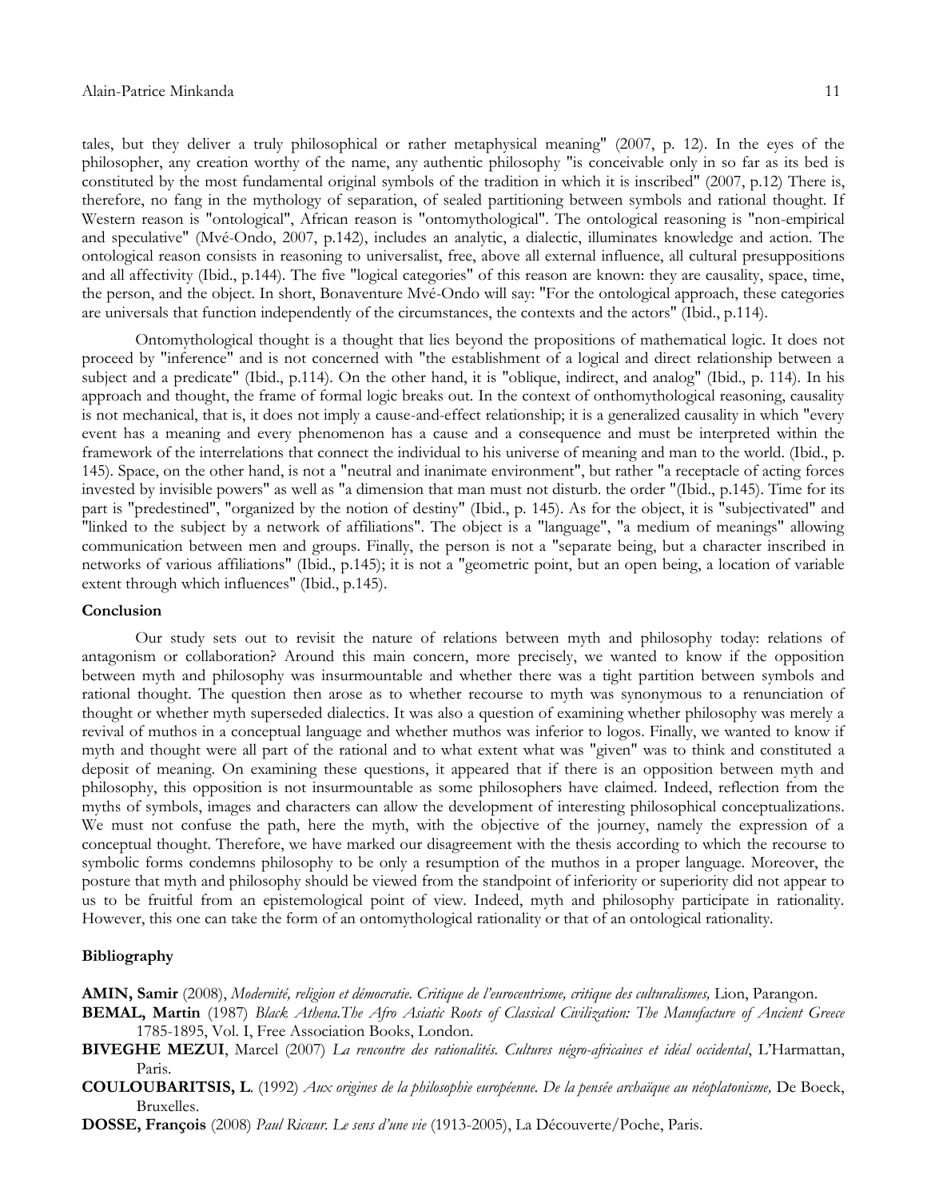tales, but they deliver a truly philosophical or rather metaphysical meaning" (2007, p. 12). In the eyes of the philosopher, any creation worthy of the name, any authentic philosophy "is conceivable only in so far as its bed is constituted by the most fundamental original symbols of the tradition in which it is inscribed" (2007, p.12) There is, therefore, no fang in the mythology of separation, of sealed partitioning between symbols and rational thought. If Western reason is "ontological", African reason is "ontomythological". The ontological reasoning is "non-empirical and speculative" (Mvé-Ondo, 2007, p.142), includes an analytic, a dialectic, illuminates knowledge and action. The ontological reason consists in reasoning to universalist, free, above all external influence, all cultural presuppositions and all affectivity (Ibid., p.144). The five "logical categories" of this reason are known: they are causality, space, time, the person, and the object. In short, Bonaventure Mvé-Ondo will say: "For the ontological approach, these categories are universals that function independently of the circumstances, the contexts and the actors" (Ibid., p.114).

Ontomythological thought is a thought that lies beyond the propositions of mathematical logic. It does not proceed by "inference" and is not concerned with "the establishment of a logical and direct relationship between a subject and a predicate" (Ibid., p.114). On the other hand, it is "oblique, indirect, and analog" (Ibid., p. 114). In his approach and thought, the frame of formal logic breaks out. In the context of onthomythological reasoning, causality is not mechanical, that is, it does not imply a cause-and-effect relationship; it is a generalized causality in which "every event has a meaning and every phenomenon has a cause and a consequence and must be interpreted within the framework of the interrelations that connect the individual to his universe of meaning and man to the world. (Ibid., p. 145). Space, on the other hand, is not a "neutral and inanimate environment", but rather "a receptacle of acting forces invested by invisible powers" as well as "a dimension that man must not disturb. the order "(Ibid., p.145). Time for its part is "predestined", "organized by the notion of destiny" (Ibid., p. 145). As for the object, it is "subjectivated" and "linked to the subject by a network of affiliations". The object is a "language", "a medium of meanings" allowing communication between men and groups. Finally, the person is not a "separate being, but a character inscribed in networks of various affiliations" (Ibid., p.145); it is not a "geometric point, but an open being, a location of variable extent through which influences" (Ibid., p.145).

## Conclusion

Our study sets out to revisit the nature of relations between myth and philosophy today: relations of antagonism or collaboration? Around this main concern, more precisely, we wanted to know if the opposition between myth and philosophy was insurmountable and whether there was a tight partition between symbols and rational thought. The question then arose as to whether recourse to myth was synonymous to a renunciation of thought or whether myth superseded dialectics. It was also a question of examining whether philosophy was merely a revival of muthos in a conceptual language and whether muthos was inferior to logos. Finally, we wanted to know if myth and thought were all part of the rational and to what extent what was "given" was to think and constituted a deposit of meaning. On examining these questions, it appeared that if there is an opposition between myth and philosophy, this opposition is not insurmountable as some philosophers have claimed. Indeed, reflection from the myths of symbols, images and characters can allow the development of interesting philosophical conceptualizations. We must not confuse the path, here the myth, with the objective of the journey, namely the expression of a conceptual thought. Therefore, we have marked our disagreement with the thesis according to which the recourse to symbolic forms condemns philosophy to be only a resumption of the muthos in a proper language. Moreover, the posture that myth and philosophy should be viewed from the standpoint of inferiority or superiority did not appear to us to be fruitful from an epistemological point of view. Indeed, myth and philosophy participate in rationality. However, this one can take the form of an ontomythological rationality or that of an ontological rationality.

## Bibliography

**AMIN, Samir** (2008), *Modernité, religion et démocratie. Critique de l'eurocentrisme, critique des culturalismes,* Lion, Parangon.

**BEMAL, Martin** (1987) *Black Athena.The Afro Asiatic Roots of Classical Civilization: The Manufacture of Ancient Greece* 1785-1895, Vol. I, Free Association Books, London.

**BIVEGHE MEZUI**, Marcel (2007) *La rencontre des rationalités. Cultures négro-africaines et idéal occidental*, L'Harmattan, Paris.

**COULOUBARITSIS, L**. (1992) *Aux origines de la philosophie européenne. De la pensée archaïque au néoplatonisme,* De Boeck, Bruxelles.

**DOSSE, François** (2008) *Paul Ricœur. Le sens d'une vie* (1913-2005), La Découverte/Poche, Paris.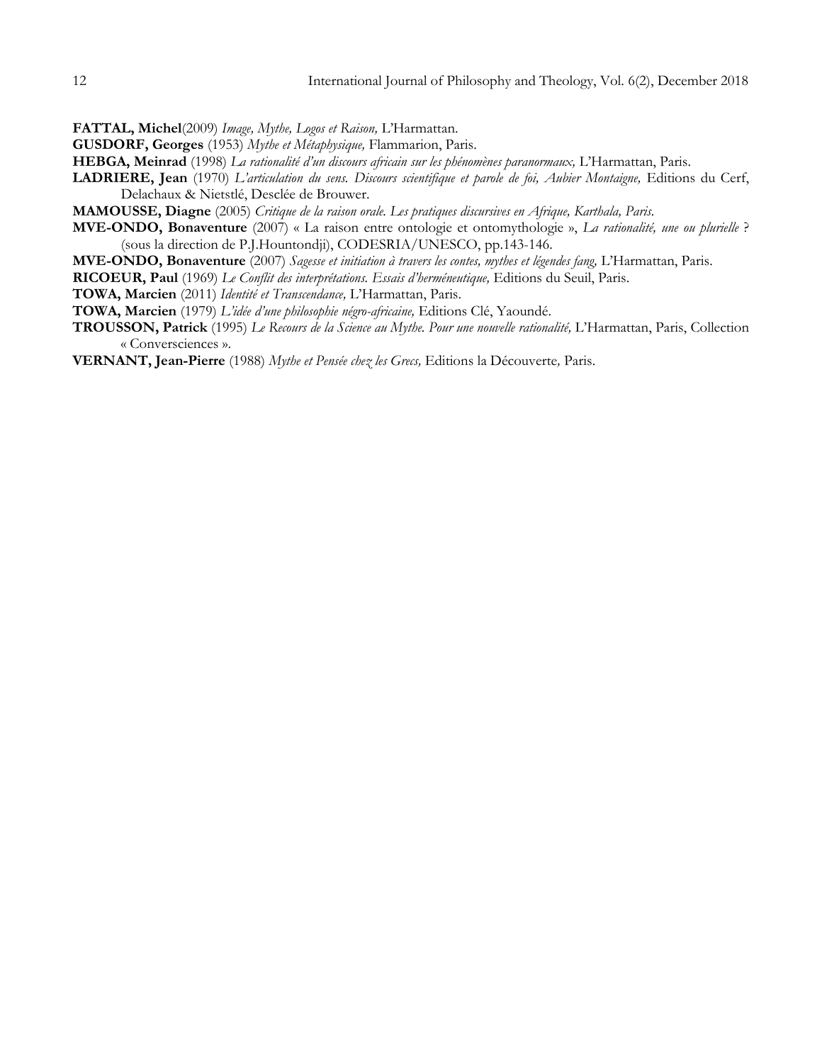**FATTAL, Michel**(2009) *Image, Mythe, Logos et Raison,* L'Harmattan.

**GUSDORF, Georges** (1953) *Mythe et Métaphysique,* Flammarion, Paris.

**HEBGA, Meinrad** (1998) *La rationalité d'un discours africain sur les phénomènes paranormaux,* L'Harmattan, Paris.

**LADRIERE, Jean** (1970) *L'articulation du sens. Discours scientifique et parole de foi, Aubier Montaigne,* Editions du Cerf, Delachaux & Nietstlé, Desclée de Brouwer.

**MAMOUSSE, Diagne** (2005) *Critique de la raison orale. Les pratiques discursives en Afrique, Karthala, Paris.*

**MVE-ONDO, Bonaventure** (2007) « La raison entre ontologie et ontomythologie », *La rationalité, une ou plurielle* ? (sous la direction de P.J.Hountondji), CODESRIA/UNESCO, pp.143-146.

**MVE-ONDO, Bonaventure** (2007) *Sagesse et initiation à travers les contes, mythes et légendes fang,* L'Harmattan, Paris.

**RICOEUR, Paul** (1969) *Le Conflit des interprétations. Essais d'herméneutique,* Editions du Seuil, Paris.

**TOWA, Marcien** (2011) *Identité et Transcendance,* L'Harmattan, Paris.

**TOWA, Marcien** (1979) *L'idée d'une philosophie négro-africaine,* Editions Clé, Yaoundé.

**TROUSSON, Patrick** (1995) *Le Recours de la Science au Mythe. Pour une nouvelle rationalité,* L'Harmattan, Paris, Collection « Conversciences ».

**VERNANT, Jean-Pierre** (1988) *Mythe et Pensée chez les Grecs,* Editions la Découverte*,* Paris.